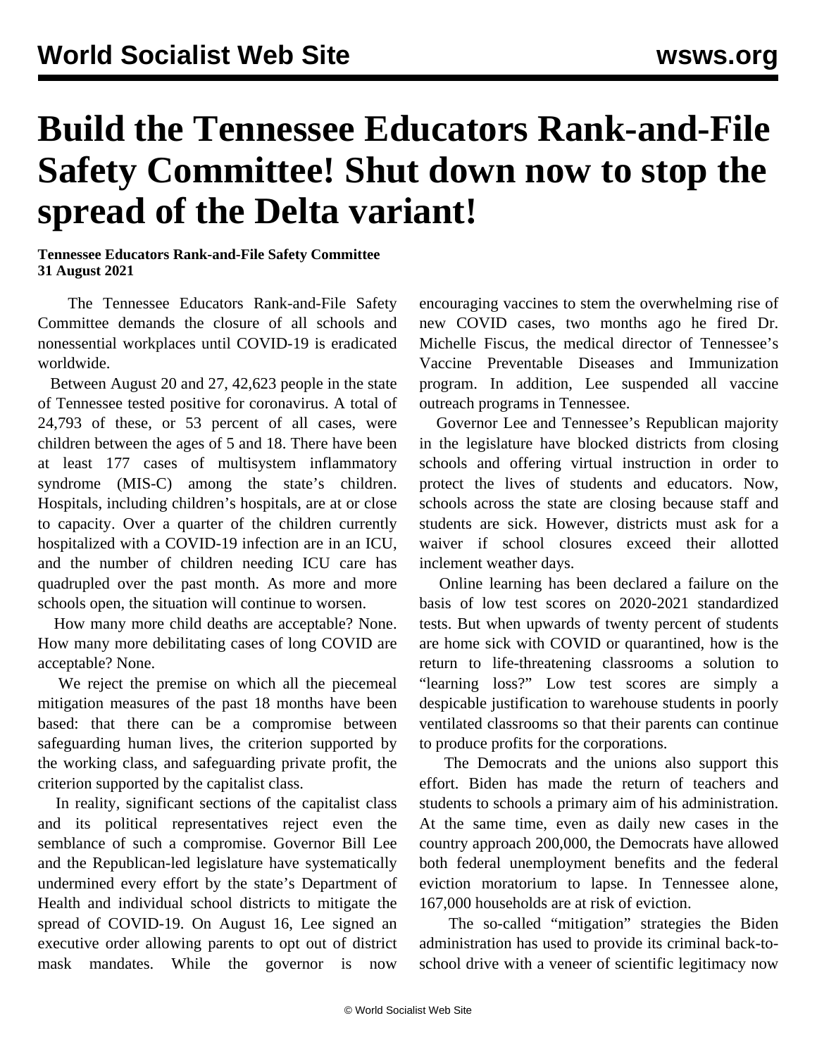# Build the Tennessee Educators Rank-and-File Safety Committee! Shut down now to stop the spread of the Delta variant!

**Tennessee Educators Rank-and-File Safety Committee**
**31 August 2021**

The Tennessee Educators Rank-and-File Safety Committee demands the closure of all schools and nonessential workplaces until COVID-19 is eradicated worldwide.

Between August 20 and 27, 42,623 people in the state of Tennessee tested positive for coronavirus. A total of 24,793 of these, or 53 percent of all cases, were children between the ages of 5 and 18. There have been at least 177 cases of multisystem inflammatory syndrome (MIS-C) among the state's children. Hospitals, including children's hospitals, are at or close to capacity. Over a quarter of the children currently hospitalized with a COVID-19 infection are in an ICU, and the number of children needing ICU care has quadrupled over the past month. As more and more schools open, the situation will continue to worsen.

How many more child deaths are acceptable? None. How many more debilitating cases of long COVID are acceptable? None.

We reject the premise on which all the piecemeal mitigation measures of the past 18 months have been based: that there can be a compromise between safeguarding human lives, the criterion supported by the working class, and safeguarding private profit, the criterion supported by the capitalist class.

In reality, significant sections of the capitalist class and its political representatives reject even the semblance of such a compromise. Governor Bill Lee and the Republican-led legislature have systematically undermined every effort by the state's Department of Health and individual school districts to mitigate the spread of COVID-19. On August 16, Lee signed an executive order allowing parents to opt out of district mask mandates. While the governor is now encouraging vaccines to stem the overwhelming rise of new COVID cases, two months ago he fired Dr. Michelle Fiscus, the medical director of Tennessee's Vaccine Preventable Diseases and Immunization program. In addition, Lee suspended all vaccine outreach programs in Tennessee.

Governor Lee and Tennessee's Republican majority in the legislature have blocked districts from closing schools and offering virtual instruction in order to protect the lives of students and educators. Now, schools across the state are closing because staff and students are sick. However, districts must ask for a waiver if school closures exceed their allotted inclement weather days.

Online learning has been declared a failure on the basis of low test scores on 2020-2021 standardized tests. But when upwards of twenty percent of students are home sick with COVID or quarantined, how is the return to life-threatening classrooms a solution to "learning loss?" Low test scores are simply a despicable justification to warehouse students in poorly ventilated classrooms so that their parents can continue to produce profits for the corporations.

The Democrats and the unions also support this effort. Biden has made the return of teachers and students to schools a primary aim of his administration. At the same time, even as daily new cases in the country approach 200,000, the Democrats have allowed both federal unemployment benefits and the federal eviction moratorium to lapse. In Tennessee alone, 167,000 households are at risk of eviction.

The so-called "mitigation" strategies the Biden administration has used to provide its criminal back-to-school drive with a veneer of scientific legitimacy now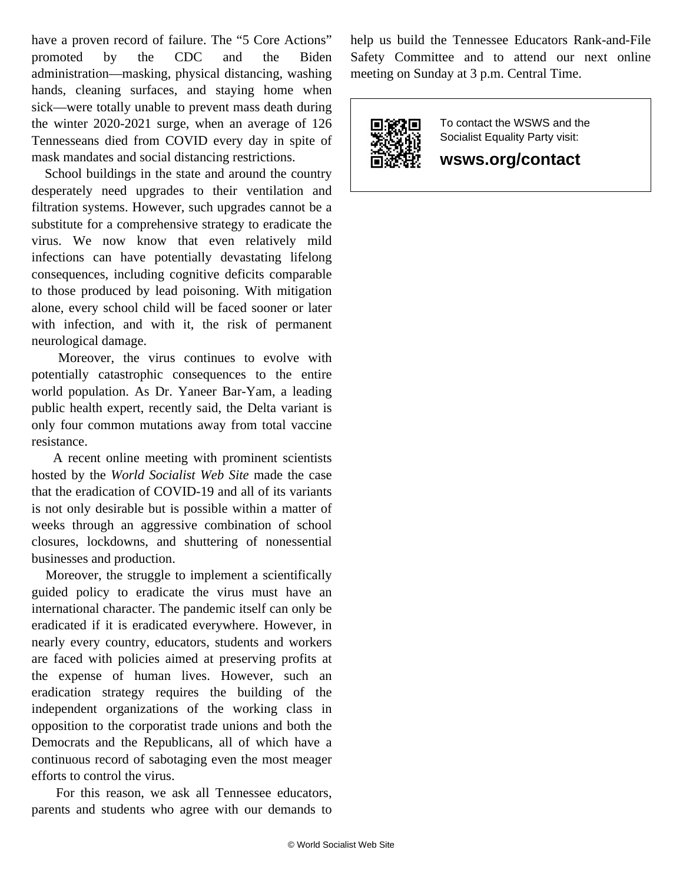have a proven record of failure. The “5 Core Actions” promoted by the CDC and the Biden administration—masking, physical distancing, washing hands, cleaning surfaces, and staying home when sick—were totally unable to prevent mass death during the winter 2020-2021 surge, when an average of 126 Tennesseans died from COVID every day in spite of mask mandates and social distancing restrictions.

School buildings in the state and around the country desperately need upgrades to their ventilation and filtration systems. However, such upgrades cannot be a substitute for a comprehensive strategy to eradicate the virus. We now know that even relatively mild infections can have potentially devastating lifelong consequences, including cognitive deficits comparable to those produced by lead poisoning. With mitigation alone, every school child will be faced sooner or later with infection, and with it, the risk of permanent neurological damage.

Moreover, the virus continues to evolve with potentially catastrophic consequences to the entire world population. As Dr. Yaneer Bar-Yam, a leading public health expert, recently said, the Delta variant is only four common mutations away from total vaccine resistance.

A recent online meeting with prominent scientists hosted by the *World Socialist Web Site* made the case that the eradication of COVID-19 and all of its variants is not only desirable but is possible within a matter of weeks through an aggressive combination of school closures, lockdowns, and shuttering of nonessential businesses and production.

Moreover, the struggle to implement a scientifically guided policy to eradicate the virus must have an international character. The pandemic itself can only be eradicated if it is eradicated everywhere. However, in nearly every country, educators, students and workers are faced with policies aimed at preserving profits at the expense of human lives. However, such an eradication strategy requires the building of the independent organizations of the working class in opposition to the corporatist trade unions and both the Democrats and the Republicans, all of which have a continuous record of sabotaging even the most meager efforts to control the virus.

For this reason, we ask all Tennessee educators, parents and students who agree with our demands to help us build the Tennessee Educators Rank-and-File Safety Committee and to attend our next online meeting on Sunday at 3 p.m. Central Time.

To contact the WSWS and the Socialist Equality Party visit:

**wsws.org/contact**